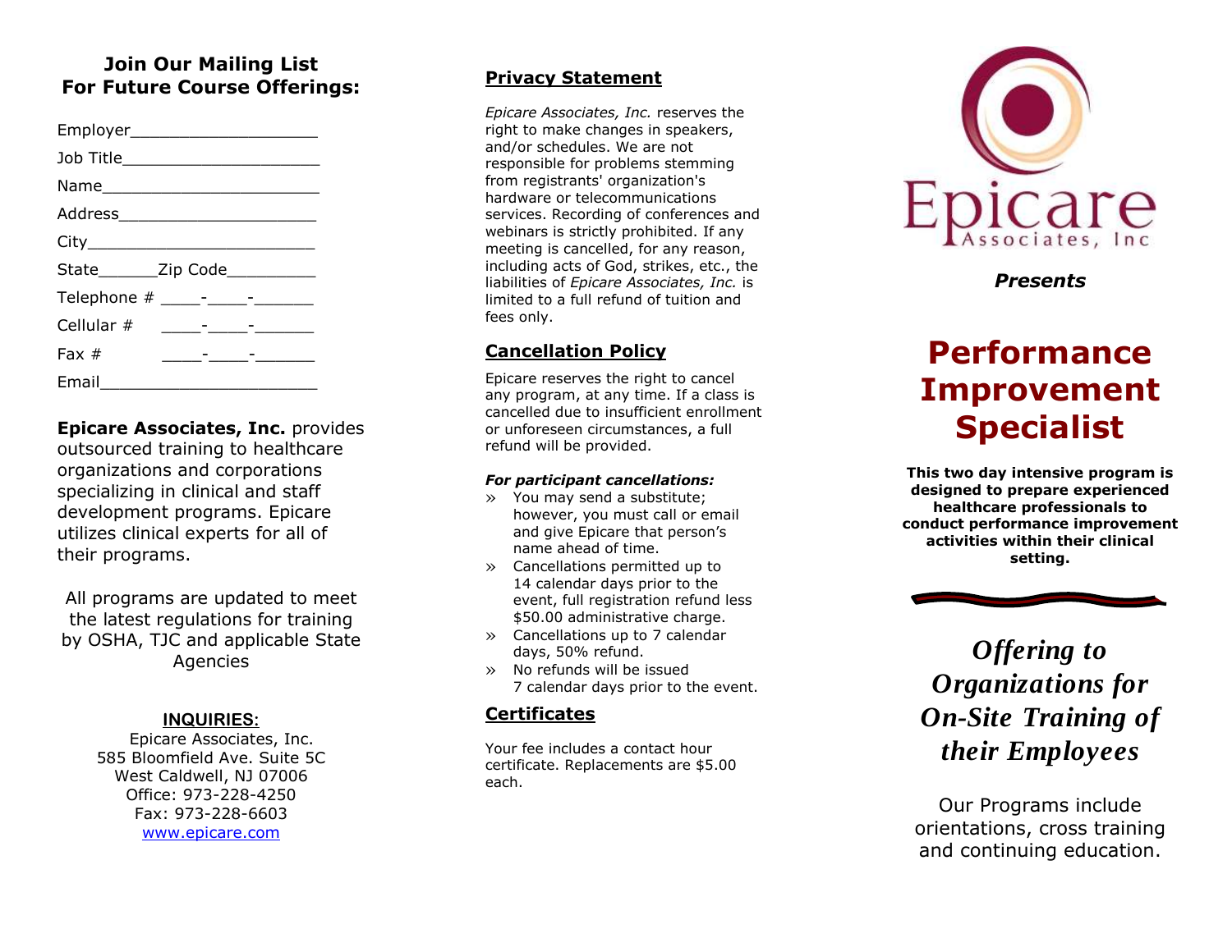## Join Our Mailing List For Future Course Offerings:

Employer___________________

Job Title____________________

Name______________________

Address_____________________

City________________________

State______Zip Code_________

Telephone # ____-____-______

Cellular # ____-____-______

Fax # ____-____-______

Email______________________

**Epicare Associates, Inc.** provides outsourced training to healthcare organizations and corporations specializing in clinical and staff development programs. Epicare utilizes clinical experts for all of their programs.

All programs are updated to meet the latest regulations for training by OSHA, TJC and applicable State Agencies

**INQUIRIES:**

Epicare Associates, Inc.
585 Bloomfield Ave. Suite 5C
West Caldwell, NJ 07006
Office: 973-228-4250
Fax: 973-228-6603
www.epicare.com

## Privacy Statement

*Epicare Associates, Inc.* reserves the right to make changes in speakers, and/or schedules. We are not responsible for problems stemming from registrants' organization's hardware or telecommunications services. Recording of conferences and webinars is strictly prohibited. If any meeting is cancelled, for any reason, including acts of God, strikes, etc., the liabilities of *Epicare Associates, Inc.* is limited to a full refund of tuition and fees only.

## Cancellation Policy

Epicare reserves the right to cancel any program, at any time. If a class is cancelled due to insufficient enrollment or unforeseen circumstances, a full refund will be provided.

***For participant cancellations:***

- You may send a substitute; however, you must call or email and give Epicare that person's name ahead of time.
- Cancellations permitted up to 14 calendar days prior to the event, full registration refund less $50.00 administrative charge.
- Cancellations up to 7 calendar days, 50% refund.
- No refunds will be issued 7 calendar days prior to the event.

## Certificates

Your fee includes a contact hour certificate. Replacements are $5.00 each.

Epicare Associates, Inc

***Presents***

# Performance Improvement Specialist

**This two day intensive program is designed to prepare experienced healthcare professionals to conduct performance improvement activities within their clinical setting.**

***Offering to Organizations for On-Site Training of their Employees***

Our Programs include orientations, cross training and continuing education.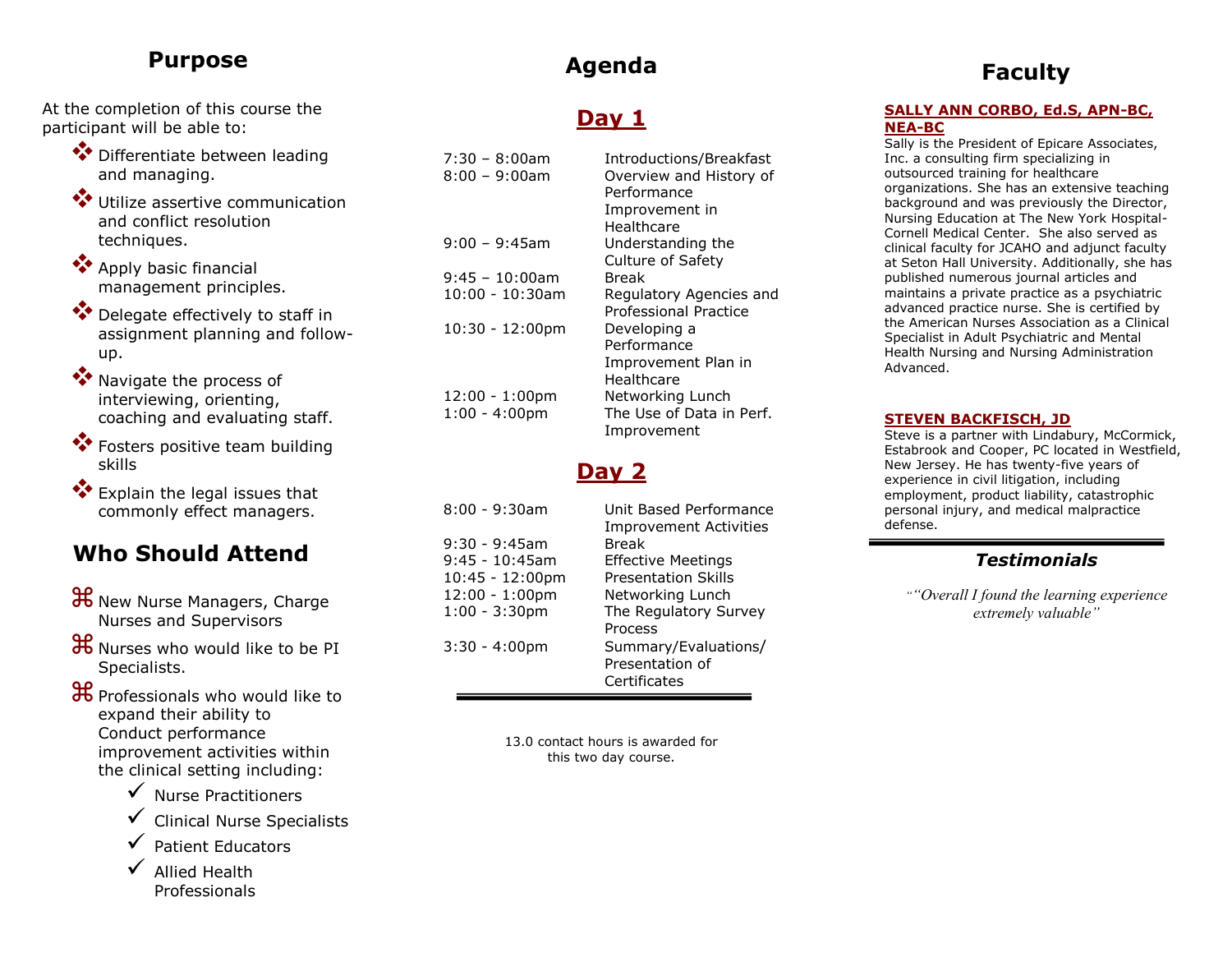## Purpose

At the completion of this course the participant will be able to:

- Differentiate between leading and managing.
- Utilize assertive communication and conflict resolution techniques.
- Apply basic financial management principles.
- Delegate effectively to staff in assignment planning and follow-up.
- Navigate the process of interviewing, orienting, coaching and evaluating staff.
- Fosters positive team building skills
- Explain the legal issues that commonly effect managers.

## Who Should Attend

- New Nurse Managers, Charge Nurses and Supervisors
- Nurses who would like to be PI Specialists.
- Professionals who would like to expand their ability to Conduct performance improvement activities within the clinical setting including:
  - ✓ Nurse Practitioners
  - ✓ Clinical Nurse Specialists
  - ✓ Patient Educators
  - ✓ Allied Health Professionals

## Agenda

### Day 1

| | |
|---|---|
| 7:30 – 8:00am | Introductions/Breakfast |
| 8:00 – 9:00am | Overview and History of Performance Improvement in Healthcare |
| 9:00 – 9:45am | Understanding the Culture of Safety |
| 9:45 – 10:00am | Break |
| 10:00 - 10:30am | Regulatory Agencies and Professional Practice |
| 10:30 - 12:00pm | Developing a Performance Improvement Plan in Healthcare |
| 12:00 - 1:00pm | Networking Lunch |
| 1:00 - 4:00pm | The Use of Data in Perf. Improvement |

### Day 2

| | |
|---|---|
| 8:00 - 9:30am | Unit Based Performance Improvement Activities |
| 9:30 - 9:45am | Break |
| 9:45 - 10:45am | Effective Meetings |
| 10:45 - 12:00pm | Presentation Skills |
| 12:00 - 1:00pm | Networking Lunch |
| 1:00 - 3:30pm | The Regulatory Survey Process |
| 3:30 - 4:00pm | Summary/Evaluations/ Presentation of Certificates |

13.0 contact hours is awarded for this two day course.

## Faculty

**SALLY ANN CORBO, Ed.S, APN-BC, NEA-BC**

Sally is the President of Epicare Associates, Inc. a consulting firm specializing in outsourced training for healthcare organizations. She has an extensive teaching background and was previously the Director, Nursing Education at The New York Hospital-Cornell Medical Center. She also served as clinical faculty for JCAHO and adjunct faculty at Seton Hall University. Additionally, she has published numerous journal articles and maintains a private practice as a psychiatric advanced practice nurse. She is certified by the American Nurses Association as a Clinical Specialist in Adult Psychiatric and Mental Health Nursing and Nursing Administration Advanced.

**STEVEN BACKFISCH, JD**

Steve is a partner with Lindabury, McCormick, Estabrook and Cooper, PC located in Westfield, New Jersey. He has twenty-five years of experience in civil litigation, including employment, product liability, catastrophic personal injury, and medical malpractice defense.

### *Testimonials*

*"Overall I found the learning experience extremely valuable"*